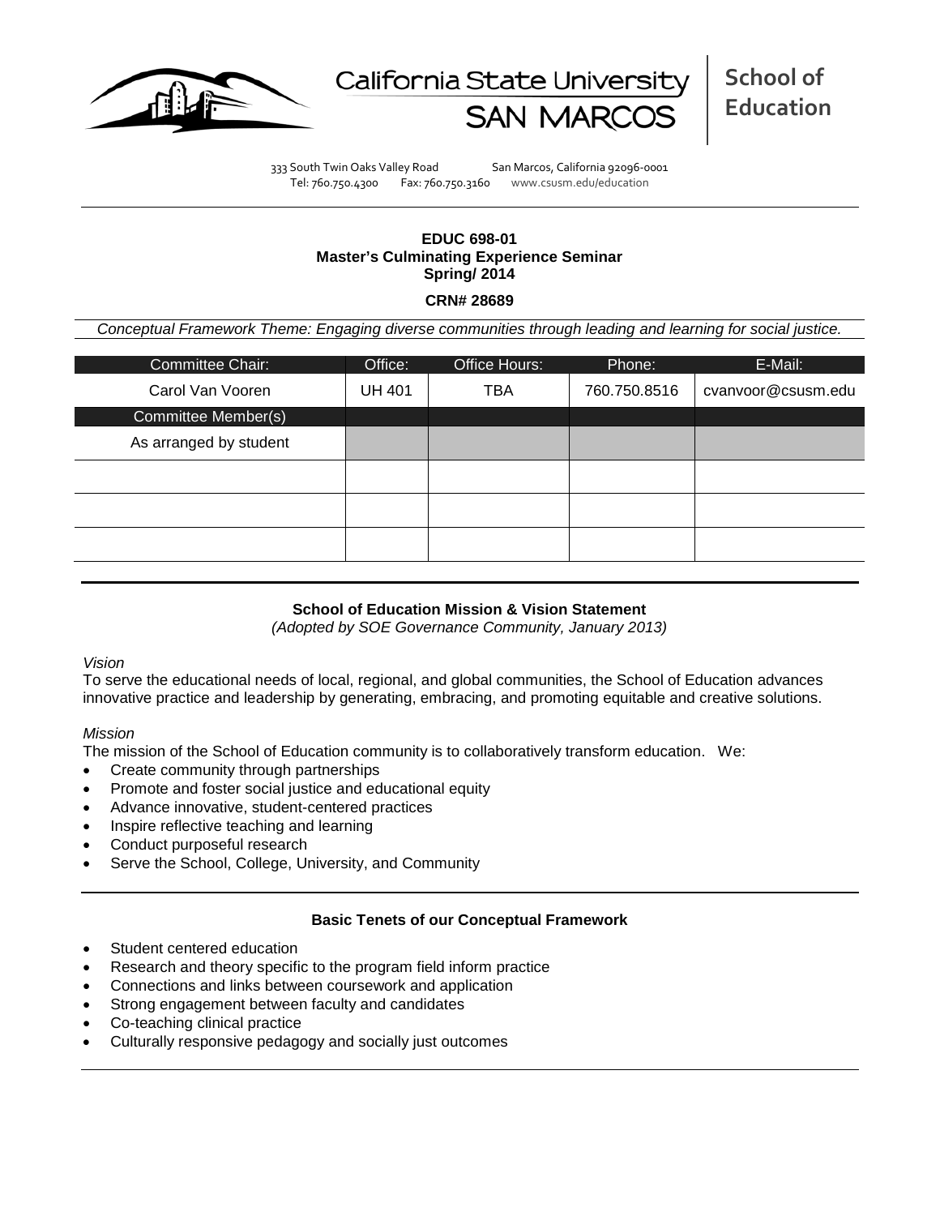California State University SAN MARCOS

**School of Education**

333 South Twin Oaks Valley Road San Marcos, California 92096-0001
Tel: 760.750.4300 Fax: 760.750.3160 www.csusm.edu/education

**EDUC 698-01**
**Master's Culminating Experience Seminar**
**Spring/ 2014**

**CRN# 28689**

*Conceptual Framework Theme: Engaging diverse communities through leading and learning for social justice.*

| Committee Chair: | Office: | Office Hours: | Phone: | E-Mail: |
|---|---|---|---|---|
| Carol Van Vooren | UH 401 | TBA | 760.750.8516 | cvanvoor@csusm.edu |
| Committee Member(s) | | | | |
| As arranged by student | | | | |
| | | | | |
| | | | | |
| | | | | |

**School of Education Mission & Vision Statement**
*(Adopted by SOE Governance Community, January 2013)*

*Vision*
To serve the educational needs of local, regional, and global communities, the School of Education advances innovative practice and leadership by generating, embracing, and promoting equitable and creative solutions.

*Mission*
The mission of the School of Education community is to collaboratively transform education. We:

- Create community through partnerships
- Promote and foster social justice and educational equity
- Advance innovative, student-centered practices
- Inspire reflective teaching and learning
- Conduct purposeful research
- Serve the School, College, University, and Community

**Basic Tenets of our Conceptual Framework**

- Student centered education
- Research and theory specific to the program field inform practice
- Connections and links between coursework and application
- Strong engagement between faculty and candidates
- Co-teaching clinical practice
- Culturally responsive pedagogy and socially just outcomes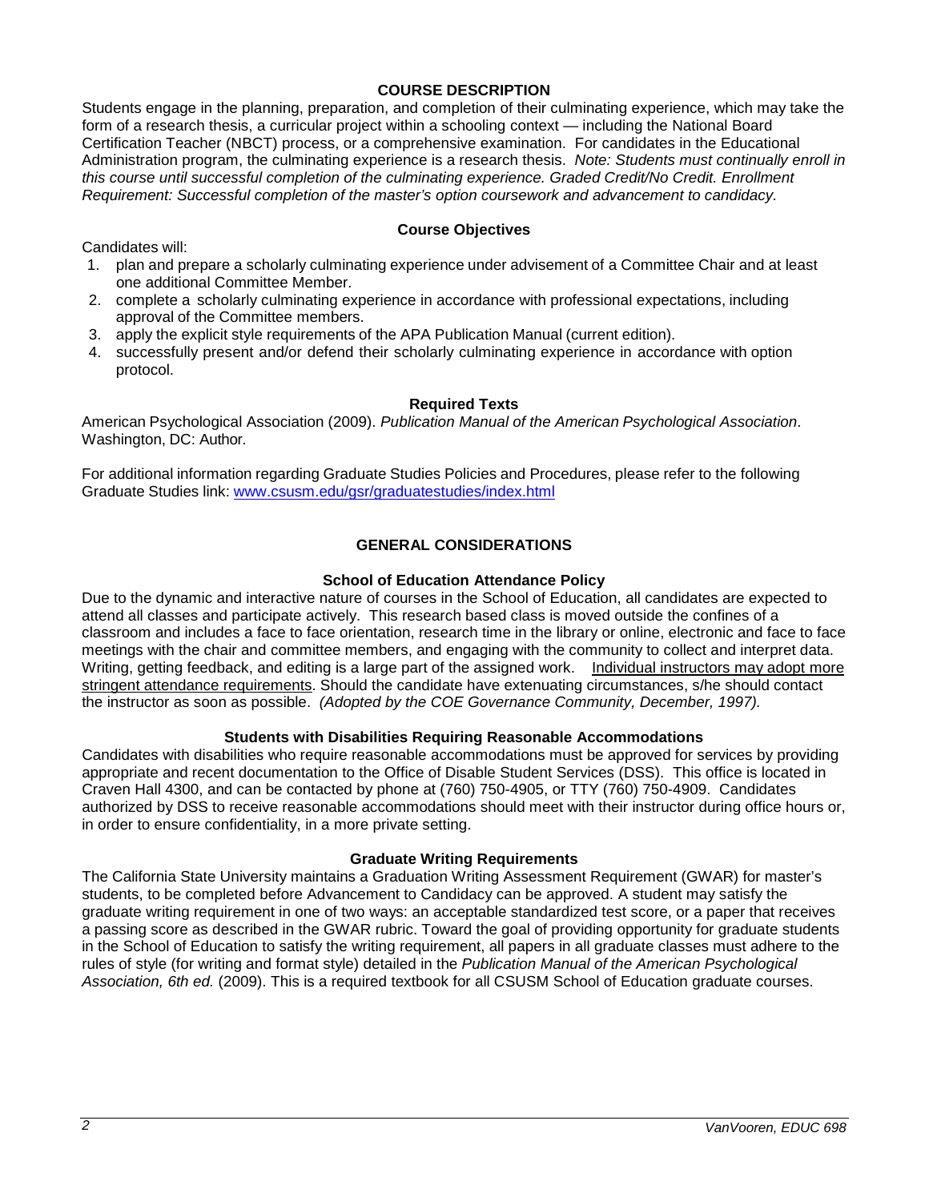## COURSE DESCRIPTION

Students engage in the planning, preparation, and completion of their culminating experience, which may take the form of a research thesis, a curricular project within a schooling context — including the National Board Certification Teacher (NBCT) process, or a comprehensive examination. For candidates in the Educational Administration program, the culminating experience is a research thesis. *Note: Students must continually enroll in this course until successful completion of the culminating experience. Graded Credit/No Credit. Enrollment Requirement: Successful completion of the master's option coursework and advancement to candidacy.*

### Course Objectives

Candidates will:

1. plan and prepare a scholarly culminating experience under advisement of a Committee Chair and at least one additional Committee Member.
2. complete a scholarly culminating experience in accordance with professional expectations, including approval of the Committee members.
3. apply the explicit style requirements of the APA Publication Manual (current edition).
4. successfully present and/or defend their scholarly culminating experience in accordance with option protocol.

### Required Texts

American Psychological Association (2009). *Publication Manual of the American Psychological Association*. Washington, DC: Author.

For additional information regarding Graduate Studies Policies and Procedures, please refer to the following Graduate Studies link: www.csusm.edu/gsr/graduatestudies/index.html

## GENERAL CONSIDERATIONS

### School of Education Attendance Policy

Due to the dynamic and interactive nature of courses in the School of Education, all candidates are expected to attend all classes and participate actively. This research based class is moved outside the confines of a classroom and includes a face to face orientation, research time in the library or online, electronic and face to face meetings with the chair and committee members, and engaging with the community to collect and interpret data. Writing, getting feedback, and editing is a large part of the assigned work. Individual instructors may adopt more stringent attendance requirements. Should the candidate have extenuating circumstances, s/he should contact the instructor as soon as possible. *(Adopted by the COE Governance Community, December, 1997).*

### Students with Disabilities Requiring Reasonable Accommodations

Candidates with disabilities who require reasonable accommodations must be approved for services by providing appropriate and recent documentation to the Office of Disable Student Services (DSS). This office is located in Craven Hall 4300, and can be contacted by phone at (760) 750-4905, or TTY (760) 750-4909. Candidates authorized by DSS to receive reasonable accommodations should meet with their instructor during office hours or, in order to ensure confidentiality, in a more private setting.

### Graduate Writing Requirements

The California State University maintains a Graduation Writing Assessment Requirement (GWAR) for master's students, to be completed before Advancement to Candidacy can be approved. A student may satisfy the graduate writing requirement in one of two ways: an acceptable standardized test score, or a paper that receives a passing score as described in the GWAR rubric. Toward the goal of providing opportunity for graduate students in the School of Education to satisfy the writing requirement, all papers in all graduate classes must adhere to the rules of style (for writing and format style) detailed in the *Publication Manual of the American Psychological Association, 6th ed.* (2009). This is a required textbook for all CSUSM School of Education graduate courses.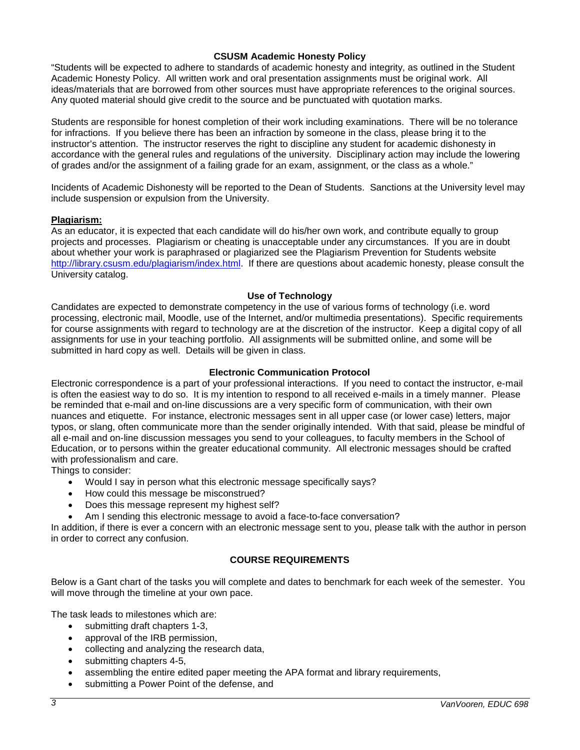### CSUSM Academic Honesty Policy

"Students will be expected to adhere to standards of academic honesty and integrity, as outlined in the Student Academic Honesty Policy. All written work and oral presentation assignments must be original work. All ideas/materials that are borrowed from other sources must have appropriate references to the original sources. Any quoted material should give credit to the source and be punctuated with quotation marks.

Students are responsible for honest completion of their work including examinations. There will be no tolerance for infractions. If you believe there has been an infraction by someone in the class, please bring it to the instructor's attention. The instructor reserves the right to discipline any student for academic dishonesty in accordance with the general rules and regulations of the university. Disciplinary action may include the lowering of grades and/or the assignment of a failing grade for an exam, assignment, or the class as a whole."

Incidents of Academic Dishonesty will be reported to the Dean of Students. Sanctions at the University level may include suspension or expulsion from the University.

**Plagiarism:**

As an educator, it is expected that each candidate will do his/her own work, and contribute equally to group projects and processes. Plagiarism or cheating is unacceptable under any circumstances. If you are in doubt about whether your work is paraphrased or plagiarized see the Plagiarism Prevention for Students website http://library.csusm.edu/plagiarism/index.html. If there are questions about academic honesty, please consult the University catalog.

### Use of Technology

Candidates are expected to demonstrate competency in the use of various forms of technology (i.e. word processing, electronic mail, Moodle, use of the Internet, and/or multimedia presentations). Specific requirements for course assignments with regard to technology are at the discretion of the instructor. Keep a digital copy of all assignments for use in your teaching portfolio. All assignments will be submitted online, and some will be submitted in hard copy as well. Details will be given in class.

### Electronic Communication Protocol

Electronic correspondence is a part of your professional interactions. If you need to contact the instructor, e-mail is often the easiest way to do so. It is my intention to respond to all received e-mails in a timely manner. Please be reminded that e-mail and on-line discussions are a very specific form of communication, with their own nuances and etiquette. For instance, electronic messages sent in all upper case (or lower case) letters, major typos, or slang, often communicate more than the sender originally intended. With that said, please be mindful of all e-mail and on-line discussion messages you send to your colleagues, to faculty members in the School of Education, or to persons within the greater educational community. All electronic messages should be crafted with professionalism and care.

Things to consider:

- Would I say in person what this electronic message specifically says?
- How could this message be misconstrued?
- Does this message represent my highest self?
- Am I sending this electronic message to avoid a face-to-face conversation?

In addition, if there is ever a concern with an electronic message sent to you, please talk with the author in person in order to correct any confusion.

## COURSE REQUIREMENTS

Below is a Gant chart of the tasks you will complete and dates to benchmark for each week of the semester. You will move through the timeline at your own pace.

The task leads to milestones which are:

- submitting draft chapters 1-3,
- approval of the IRB permission,
- collecting and analyzing the research data,
- submitting chapters 4-5,
- assembling the entire edited paper meeting the APA format and library requirements,
- submitting a Power Point of the defense, and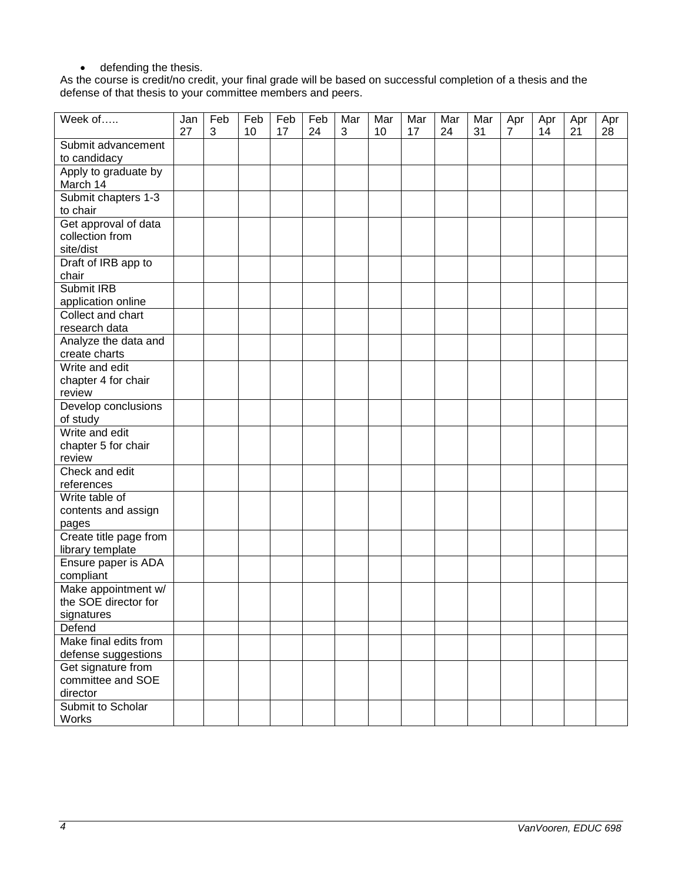- defending the thesis.

As the course is credit/no credit, your final grade will be based on successful completion of a thesis and the defense of that thesis to your committee members and peers.

| Week of….. | Jan 27 | Feb 3 | Feb 10 | Feb 17 | Feb 24 | Mar 3 | Mar 10 | Mar 17 | Mar 24 | Mar 31 | Apr 7 | Apr 14 | Apr 21 | Apr 28 |
|---|---|---|---|---|---|---|---|---|---|---|---|---|---|---|
| Submit advancement to candidacy | | | | | | | | | | | | | | |
| Apply to graduate by March 14 | | | | | | | | | | | | | | |
| Submit chapters 1-3 to chair | | | | | | | | | | | | | | |
| Get approval of data collection from site/dist | | | | | | | | | | | | | | |
| Draft of IRB app to chair | | | | | | | | | | | | | | |
| Submit IRB application online | | | | | | | | | | | | | | |
| Collect and chart research data | | | | | | | | | | | | | | |
| Analyze the data and create charts | | | | | | | | | | | | | | |
| Write and edit chapter 4 for chair review | | | | | | | | | | | | | | |
| Develop conclusions of study | | | | | | | | | | | | | | |
| Write and edit chapter 5 for chair review | | | | | | | | | | | | | | |
| Check and edit references | | | | | | | | | | | | | | |
| Write table of contents and assign pages | | | | | | | | | | | | | | |
| Create title page from library template | | | | | | | | | | | | | | |
| Ensure paper is ADA compliant | | | | | | | | | | | | | | |
| Make appointment w/ the SOE director for signatures | | | | | | | | | | | | | | |
| Defend | | | | | | | | | | | | | | |
| Make final edits from defense suggestions | | | | | | | | | | | | | | |
| Get signature from committee and SOE director | | | | | | | | | | | | | | |
| Submit to Scholar Works | | | | | | | | | | | | | | |